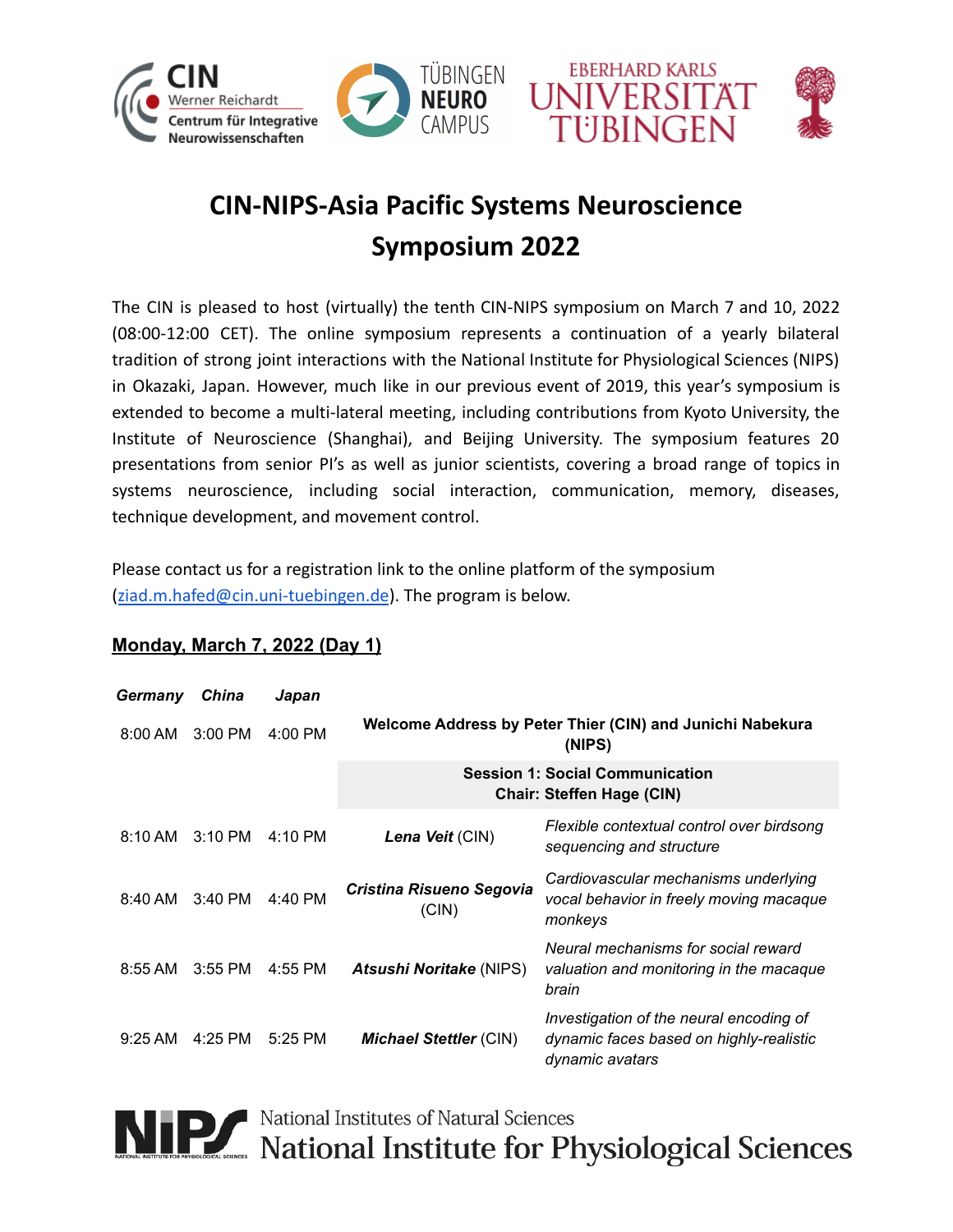# CIN-NIPS-Asia Pacific Systems Neuroscience Symposium 2022

The CIN is pleased to host (virtually) the tenth CIN-NIPS symposium on March 7 and 10, 2022 (08:00-12:00 CET). The online symposium represents a continuation of a yearly bilateral tradition of strong joint interactions with the National Institute for Physiological Sciences (NIPS) in Okazaki, Japan. However, much like in our previous event of 2019, this year's symposium is extended to become a multi-lateral meeting, including contributions from Kyoto University, the Institute of Neuroscience (Shanghai), and Beijing University. The symposium features 20 presentations from senior PI's as well as junior scientists, covering a broad range of topics in systems neuroscience, including social interaction, communication, memory, diseases, technique development, and movement control.

Please contact us for a registration link to the online platform of the symposium (ziad.m.hafed@cin.uni-tuebingen.de). The program is below.

## Monday, March 7, 2022 (Day 1)

| *Germany* | *China* | *Japan* | | |
|---|---|---|---|---|
| 8:00 AM | 3:00 PM | 4:00 PM | **Welcome Address by Peter Thier (CIN) and Junichi Nabekura (NIPS)** | |
| | | | **Session 1: Social Communication Chair: Steffen Hage (CIN)** | |
| 8:10 AM | 3:10 PM | 4:10 PM | ***Lena Veit*** (CIN) | *Flexible contextual control over birdsong sequencing and structure* |
| 8:40 AM | 3:40 PM | 4:40 PM | ***Cristina Risueno Segovia*** (CIN) | *Cardiovascular mechanisms underlying vocal behavior in freely moving macaque monkeys* |
| 8:55 AM | 3:55 PM | 4:55 PM | ***Atsushi Noritake*** (NIPS) | *Neural mechanisms for social reward valuation and monitoring in the macaque brain* |
| 9:25 AM | 4:25 PM | 5:25 PM | ***Michael Stettler*** (CIN) | *Investigation of the neural encoding of dynamic faces based on highly-realistic dynamic avatars* |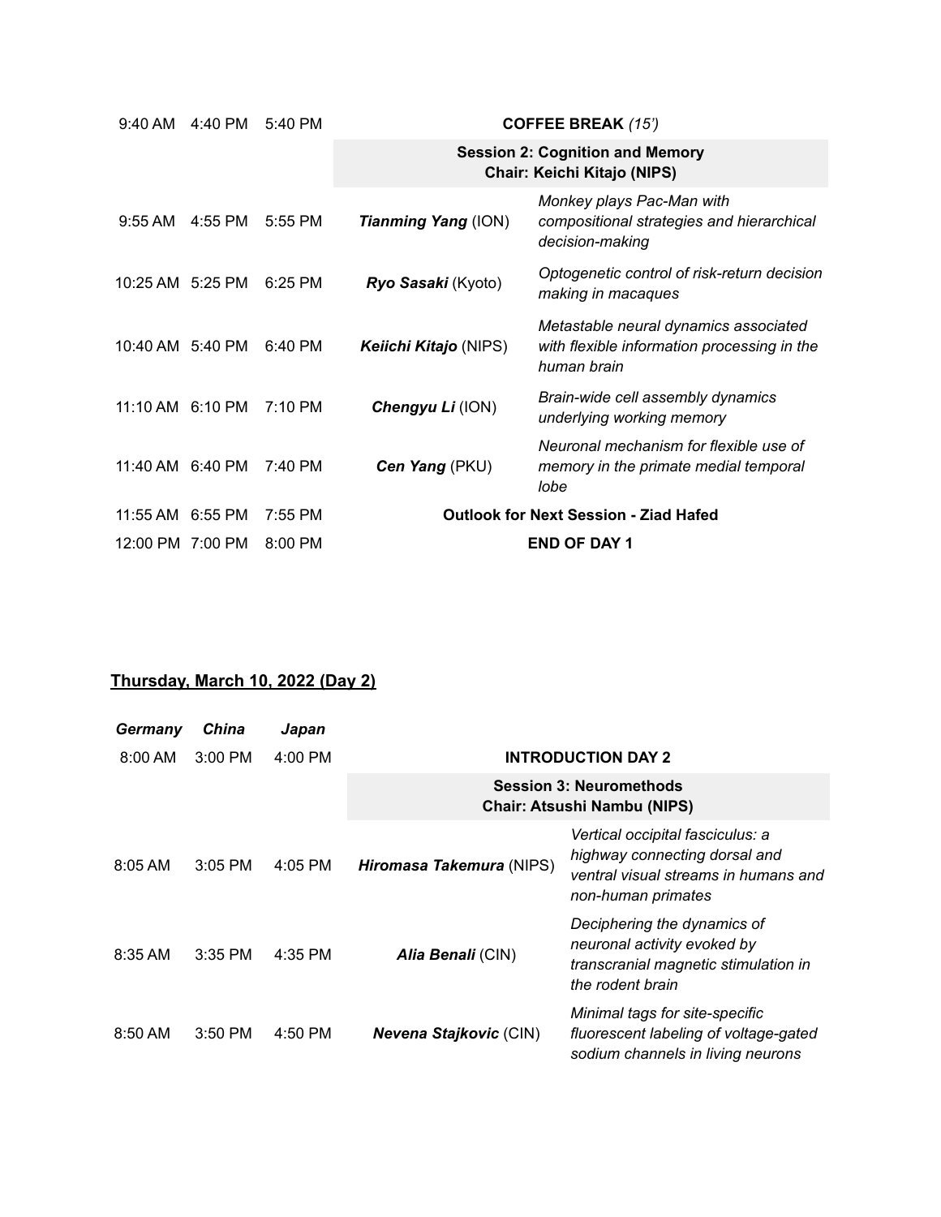| | | | | |
|---|---|---|---|---|
| 9:40 AM | 4:40 PM | 5:40 PM | **COFFEE BREAK** *(15')* | |
| | | | **Session 2: Cognition and Memory**<br>**Chair: Keichi Kitajo (NIPS)** | |
| 9:55 AM | 4:55 PM | 5:55 PM | ***Tianming Yang*** (ION) | *Monkey plays Pac-Man with compositional strategies and hierarchical decision-making* |
| 10:25 AM | 5:25 PM | 6:25 PM | ***Ryo Sasaki*** (Kyoto) | *Optogenetic control of risk-return decision making in macaques* |
| 10:40 AM | 5:40 PM | 6:40 PM | ***Keiichi Kitajo*** (NIPS) | *Metastable neural dynamics associated with flexible information processing in the human brain* |
| 11:10 AM | 6:10 PM | 7:10 PM | ***Chengyu Li*** (ION) | *Brain-wide cell assembly dynamics underlying working memory* |
| 11:40 AM | 6:40 PM | 7:40 PM | ***Cen Yang*** (PKU) | *Neuronal mechanism for flexible use of memory in the primate medial temporal lobe* |
| 11:55 AM | 6:55 PM | 7:55 PM | **Outlook for Next Session - Ziad Hafed** | |
| 12:00 PM | 7:00 PM | 8:00 PM | **END OF DAY 1** | |

## Thursday, March 10, 2022 (Day 2)

| ***Germany*** | ***China*** | ***Japan*** | | |
|---|---|---|---|---|
| 8:00 AM | 3:00 PM | 4:00 PM | **INTRODUCTION DAY 2** | |
| | | | **Session 3: Neuromethods**<br>**Chair: Atsushi Nambu (NIPS)** | |
| 8:05 AM | 3:05 PM | 4:05 PM | ***Hiromasa Takemura*** (NIPS) | *Vertical occipital fasciculus: a highway connecting dorsal and ventral visual streams in humans and non-human primates* |
| 8:35 AM | 3:35 PM | 4:35 PM | ***Alia Benali*** (CIN) | *Deciphering the dynamics of neuronal activity evoked by transcranial magnetic stimulation in the rodent brain* |
| 8:50 AM | 3:50 PM | 4:50 PM | ***Nevena Stajkovic*** (CIN) | *Minimal tags for site-specific fluorescent labeling of voltage-gated sodium channels in living neurons* |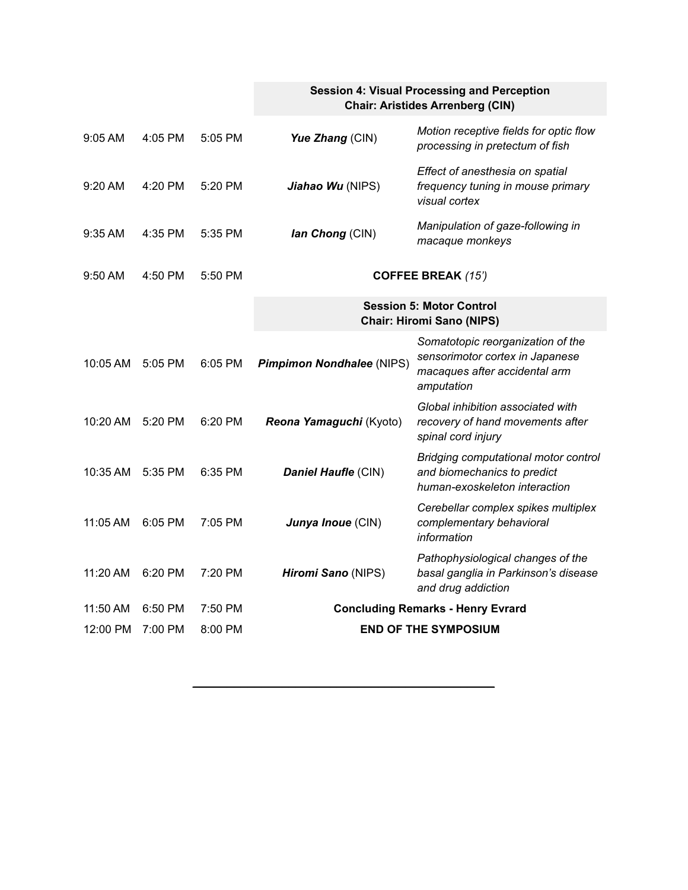| | | | | |
|---|---|---|---|---|
| | | | **Session 4: Visual Processing and Perception**<br>**Chair: Aristides Arrenberg (CIN)** | |
| 9:05 AM | 4:05 PM | 5:05 PM | ***Yue Zhang*** (CIN) | *Motion receptive fields for optic flow processing in pretectum of fish* |
| 9:20 AM | 4:20 PM | 5:20 PM | ***Jiahao Wu*** (NIPS) | *Effect of anesthesia on spatial frequency tuning in mouse primary visual cortex* |
| 9:35 AM | 4:35 PM | 5:35 PM | ***Ian Chong*** (CIN) | *Manipulation of gaze-following in macaque monkeys* |
| 9:50 AM | 4:50 PM | 5:50 PM | **COFFEE BREAK** *(15')* | |
| | | | **Session 5: Motor Control**<br>**Chair: Hiromi Sano (NIPS)** | |
| 10:05 AM | 5:05 PM | 6:05 PM | ***Pimpimon Nondhalee*** (NIPS) | *Somatotopic reorganization of the sensorimotor cortex in Japanese macaques after accidental arm amputation* |
| 10:20 AM | 5:20 PM | 6:20 PM | ***Reona Yamaguchi*** (Kyoto) | *Global inhibition associated with recovery of hand movements after spinal cord injury* |
| 10:35 AM | 5:35 PM | 6:35 PM | ***Daniel Haufle*** (CIN) | *Bridging computational motor control and biomechanics to predict human-exoskeleton interaction* |
| 11:05 AM | 6:05 PM | 7:05 PM | ***Junya Inoue*** (CIN) | *Cerebellar complex spikes multiplex complementary behavioral information* |
| 11:20 AM | 6:20 PM | 7:20 PM | ***Hiromi Sano*** (NIPS) | *Pathophysiological changes of the basal ganglia in Parkinson's disease and drug addiction* |
| 11:50 AM | 6:50 PM | 7:50 PM | **Concluding Remarks - Henry Evrard** | |
| 12:00 PM | 7:00 PM | 8:00 PM | **END OF THE SYMPOSIUM** | |